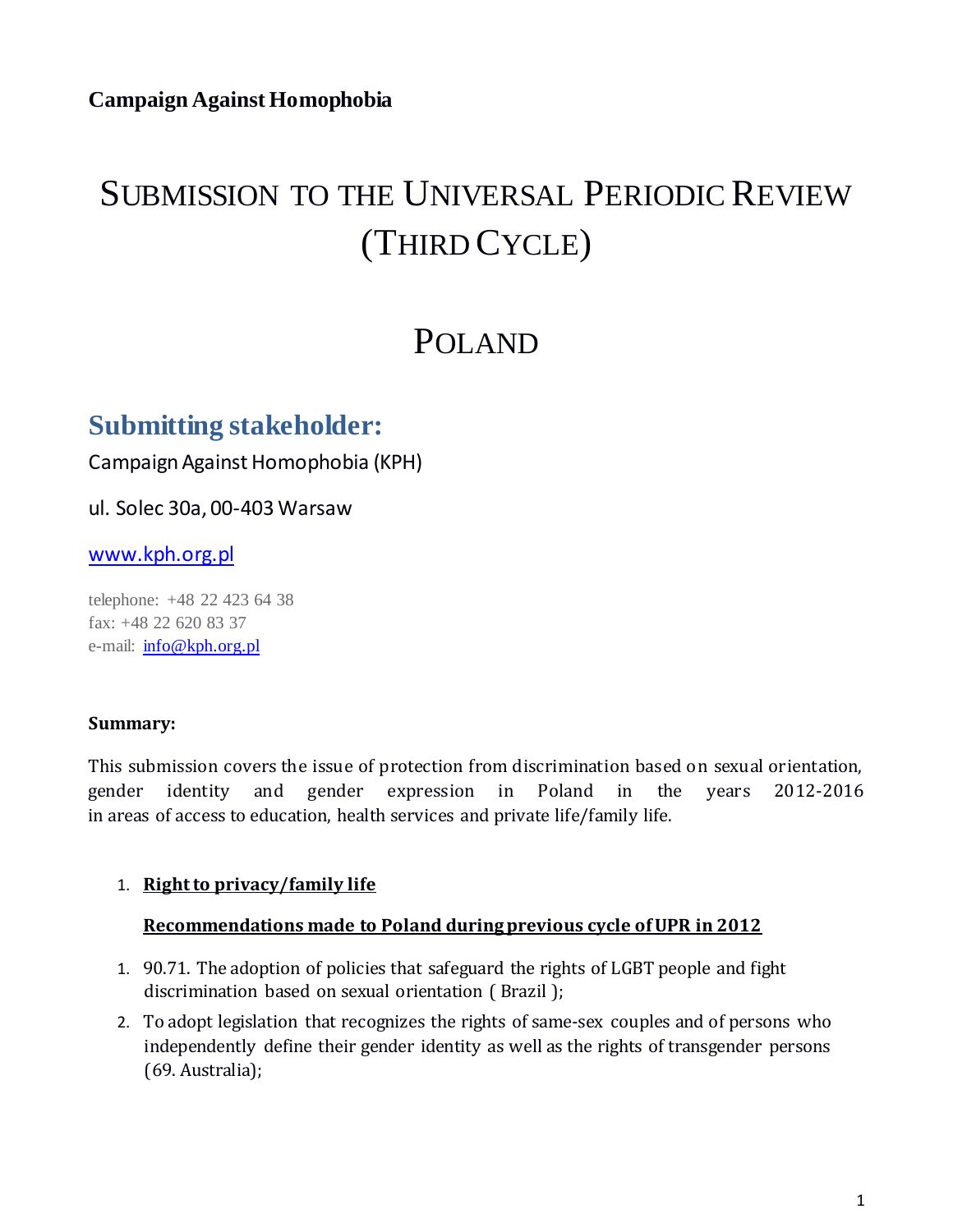**Campaign Against Homophobia**

# SUBMISSION TO THE UNIVERSAL PERIODIC REVIEW (THIRD CYCLE)

# POLAND

## Submitting stakeholder:

Campaign Against Homophobia (KPH)

ul. Solec 30a, 00-403 Warsaw

www.kph.org.pl

telephone: +48 22 423 64 38
fax: +48 22 620 83 37
e-mail: info@kph.org.pl

**Summary:**

This submission covers the issue of protection from discrimination based on sexual orientation, gender identity and gender expression in Poland in the years 2012-2016 in areas of access to education, health services and private life/family life.

1. **Right to privacy/family life**

   **Recommendations made to Poland during previous cycle of UPR in 2012**

1. 90.71. The adoption of policies that safeguard the rights of LGBT people and fight discrimination based on sexual orientation ( Brazil );
2. To adopt legislation that recognizes the rights of same-sex couples and of persons who independently define their gender identity as well as the rights of transgender persons (69. Australia);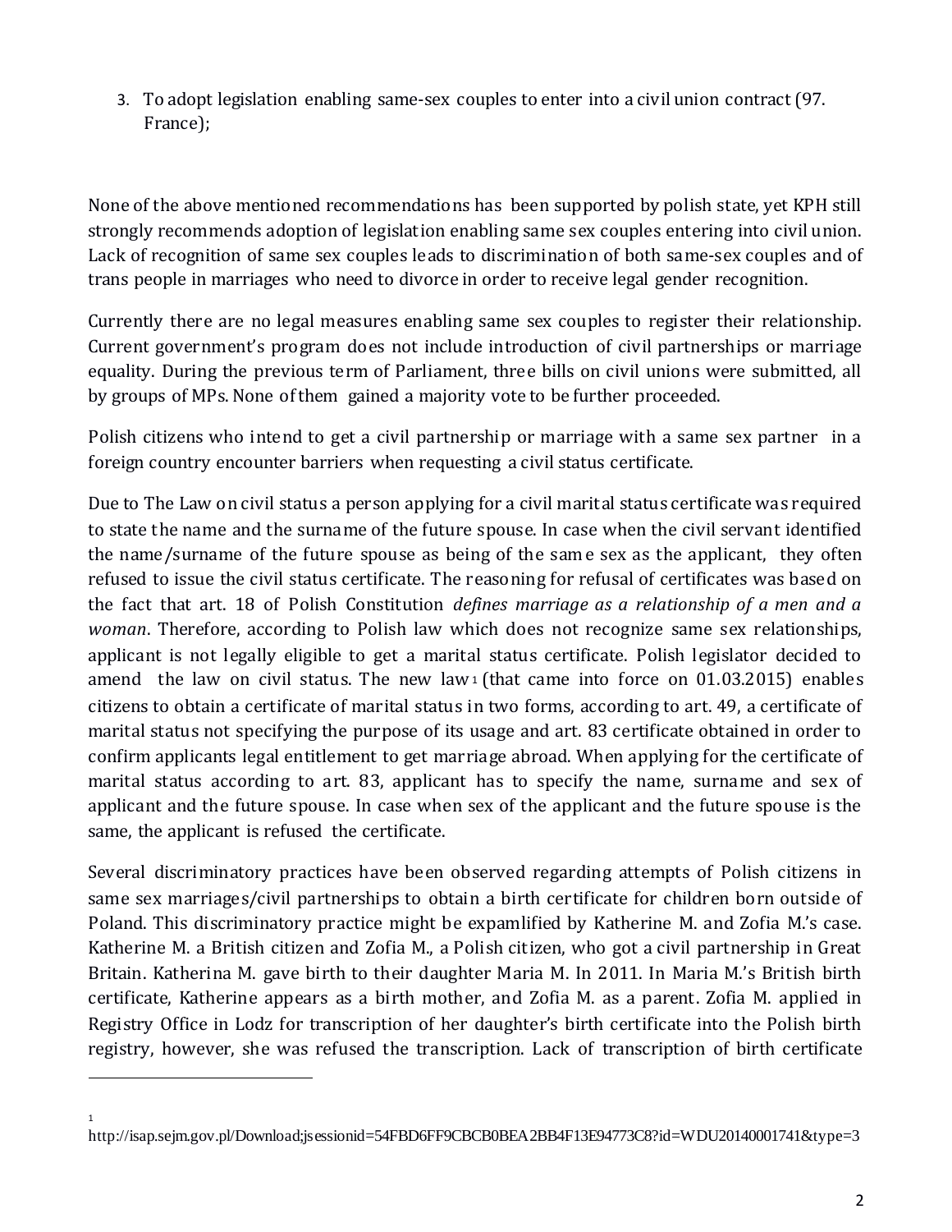3. To adopt legislation enabling same-sex couples to enter into a civil union contract (97. France);

None of the above mentioned recommendations has been supported by polish state, yet KPH still strongly recommends adoption of legislation enabling same sex couples entering into civil union. Lack of recognition of same sex couples leads to discrimination of both same-sex couples and of trans people in marriages who need to divorce in order to receive legal gender recognition.

Currently there are no legal measures enabling same sex couples to register their relationship. Current government's program does not include introduction of civil partnerships or marriage equality. During the previous term of Parliament, three bills on civil unions were submitted, all by groups of MPs. None of them gained a majority vote to be further proceeded.

Polish citizens who intend to get a civil partnership or marriage with a same sex partner in a foreign country encounter barriers when requesting a civil status certificate.

Due to The Law on civil status a person applying for a civil marital status certificate was required to state the name and the surname of the future spouse. In case when the civil servant identified the name/surname of the future spouse as being of the same sex as the applicant, they often refused to issue the civil status certificate. The reasoning for refusal of certificates was based on the fact that art. 18 of Polish Constitution *defines marriage as a relationship of a men and a woman*. Therefore, according to Polish law which does not recognize same sex relationships, applicant is not legally eligible to get a marital status certificate. Polish legislator decided to amend the law on civil status. The new law[1] (that came into force on 01.03.2015) enables citizens to obtain a certificate of marital status in two forms, according to art. 49, a certificate of marital status not specifying the purpose of its usage and art. 83 certificate obtained in order to confirm applicants legal entitlement to get marriage abroad. When applying for the certificate of marital status according to art. 83, applicant has to specify the name, surname and sex of applicant and the future spouse. In case when sex of the applicant and the future spouse is the same, the applicant is refused the certificate.

Several discriminatory practices have been observed regarding attempts of Polish citizens in same sex marriages/civil partnerships to obtain a birth certificate for children born outside of Poland. This discriminatory practice might be expamlified by Katherine M. and Zofia M.'s case. Katherine M. a British citizen and Zofia M., a Polish citizen, who got a civil partnership in Great Britain. Katherina M. gave birth to their daughter Maria M. In 2011. In Maria M.'s British birth certificate, Katherine appears as a birth mother, and Zofia M. as a parent. Zofia M. applied in Registry Office in Lodz for transcription of her daughter's birth certificate into the Polish birth registry, however, she was refused the transcription. Lack of transcription of birth certificate

---

[1] http://isap.sejm.gov.pl/Download;jsessionid=54FBD6FF9CBCB0BEA2BB4F13E94773C8?id=WDU20140001741&type=3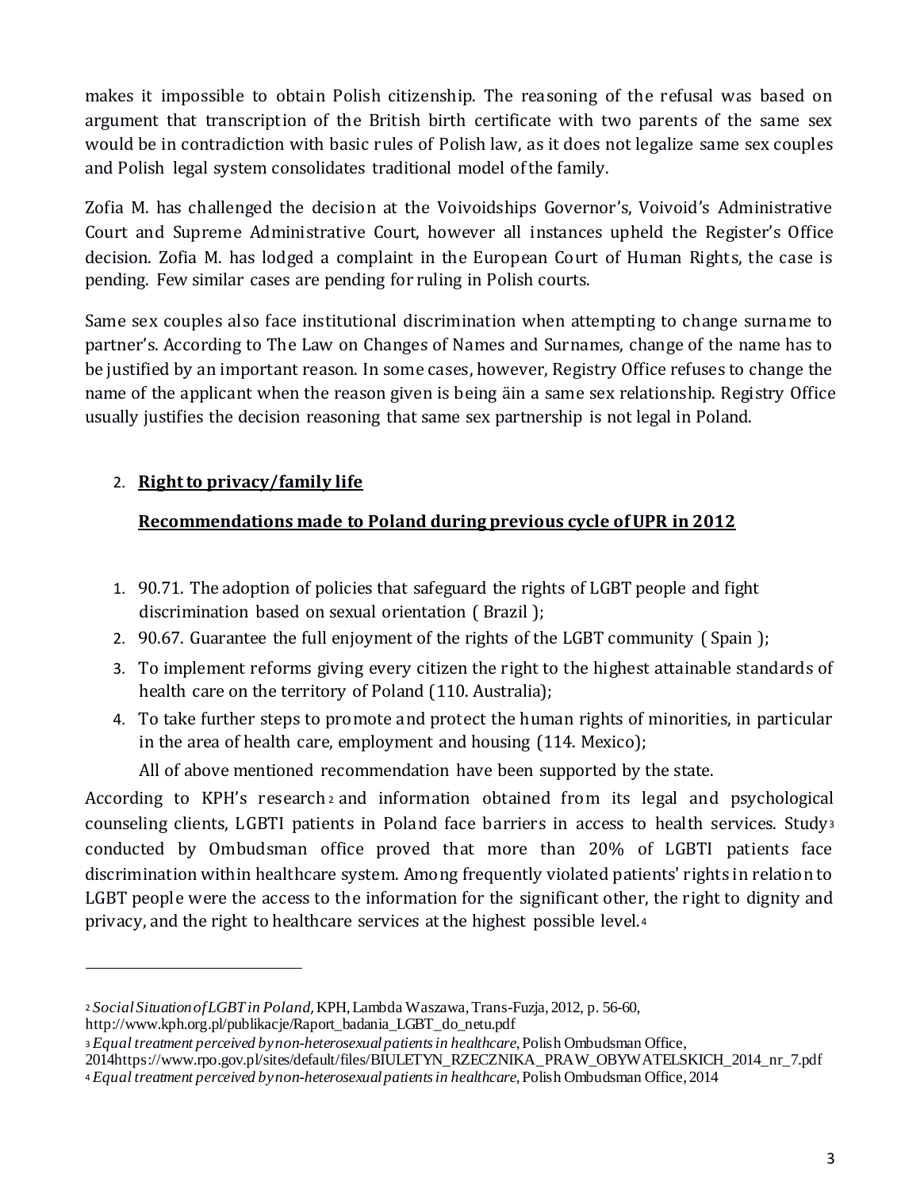makes it impossible to obtain Polish citizenship. The reasoning of the refusal was based on argument that transcription of the British birth certificate with two parents of the same sex would be in contradiction with basic rules of Polish law, as it does not legalize same sex couples and Polish legal system consolidates traditional model of the family.

Zofia M. has challenged the decision at the Voivoidships Governor's, Voivoid's Administrative Court and Supreme Administrative Court, however all instances upheld the Register's Office decision. Zofia M. has lodged a complaint in the European Court of Human Rights, the case is pending. Few similar cases are pending for ruling in Polish courts.

Same sex couples also face institutional discrimination when attempting to change surname to partner's. According to The Law on Changes of Names and Surnames, change of the name has to be justified by an important reason. In some cases, however, Registry Office refuses to change the name of the applicant when the reason given is being äin a same sex relationship. Registry Office usually justifies the decision reasoning that same sex partnership is not legal in Poland.

2. **<u>Right to privacy/family life</u>**

   **<u>Recommendations made to Poland during previous cycle of UPR in 2012</u>**

1. 90.71. The adoption of policies that safeguard the rights of LGBT people and fight discrimination based on sexual orientation ( Brazil );
2. 90.67. Guarantee the full enjoyment of the rights of the LGBT community ( Spain );
3. To implement reforms giving every citizen the right to the highest attainable standards of health care on the territory of Poland (110. Australia);
4. To take further steps to promote and protect the human rights of minorities, in particular in the area of health care, employment and housing (114. Mexico);

   All of above mentioned recommendation have been supported by the state.

According to KPH's research[2] and information obtained from its legal and psychological counseling clients, LGBTI patients in Poland face barriers in access to health services. Study[3] conducted by Ombudsman office proved that more than 20% of LGBTI patients face discrimination within healthcare system. Among frequently violated patients' rights in relation to LGBT people were the access to the information for the significant other, the right to dignity and privacy, and the right to healthcare services at the highest possible level.[4]

---

[2] *Social Situation of LGBT in Poland*, KPH, Lambda Waszawa, Trans-Fuzja, 2012, p. 56-60, http://www.kph.org.pl/publikacje/Raport_badania_LGBT_do_netu.pdf

[3] *Equal treatment perceived by non-heterosexual patients in healthcare*, Polish Ombudsman Office, 2014https://www.rpo.gov.pl/sites/default/files/BIULETYN_RZECZNIKA_PRAW_OBYWATELSKICH_2014_nr_7.pdf

[4] *Equal treatment perceived by non-heterosexual patients in healthcare*, Polish Ombudsman Office, 2014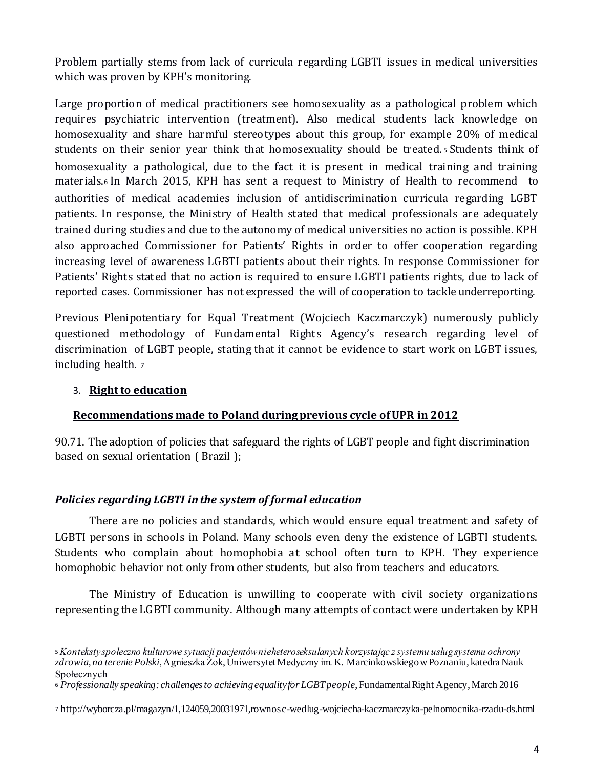Problem partially stems from lack of curricula regarding LGBTI issues in medical universities which was proven by KPH's monitoring.

Large proportion of medical practitioners see homosexuality as a pathological problem which requires psychiatric intervention (treatment). Also medical students lack knowledge on homosexuality and share harmful stereotypes about this group, for example 20% of medical students on their senior year think that homosexuality should be treated.[5] Students think of homosexuality a pathological, due to the fact it is present in medical training and training materials.[6] In March 2015, KPH has sent a request to Ministry of Health to recommend to authorities of medical academies inclusion of antidiscrimination curricula regarding LGBT patients. In response, the Ministry of Health stated that medical professionals are adequately trained during studies and due to the autonomy of medical universities no action is possible. KPH also approached Commissioner for Patients' Rights in order to offer cooperation regarding increasing level of awareness LGBTI patients about their rights. In response Commissioner for Patients' Rights stated that no action is required to ensure LGBTI patients rights, due to lack of reported cases. Commissioner has not expressed the will of cooperation to tackle underreporting.

Previous Plenipotentiary for Equal Treatment (Wojciech Kaczmarczyk) numerously publicly questioned methodology of Fundamental Rights Agency's research regarding level of discrimination of LGBT people, stating that it cannot be evidence to start work on LGBT issues, including health. [7]

3. **Right to education**

**Recommendations made to Poland during previous cycle of UPR in 2012**

90.71. The adoption of policies that safeguard the rights of LGBT people and fight discrimination based on sexual orientation ( Brazil );

***Policies regarding LGBTI in the system of formal education***

There are no policies and standards, which would ensure equal treatment and safety of LGBTI persons in schools in Poland. Many schools even deny the existence of LGBTI students. Students who complain about homophobia at school often turn to KPH. They experience homophobic behavior not only from other students, but also from teachers and educators.

The Ministry of Education is unwilling to cooperate with civil society organizations representing the LGBTI community. Although many attempts of contact were undertaken by KPH

---

[5] *Konteksty społeczno kulturowe sytuacji pacjentów nieheteroseksulanych korzystając z systemu usług systemu ochrony zdrowia, na terenie Polski*, Agnieszka Żok, Uniwersytet Medyczny im. K. Marcinkowskiego w Poznaniu, katedra Nauk Społecznych

[6] *Professionally speaking: challenges to achieving equality for LGBT people*, Fundamental Right Agency, March 2016

[7] http://wyborcza.pl/magazyn/1,124059,20031971,rownosc-wedlug-wojciecha-kaczmarczyka-pelnomocnika-rzadu-ds.html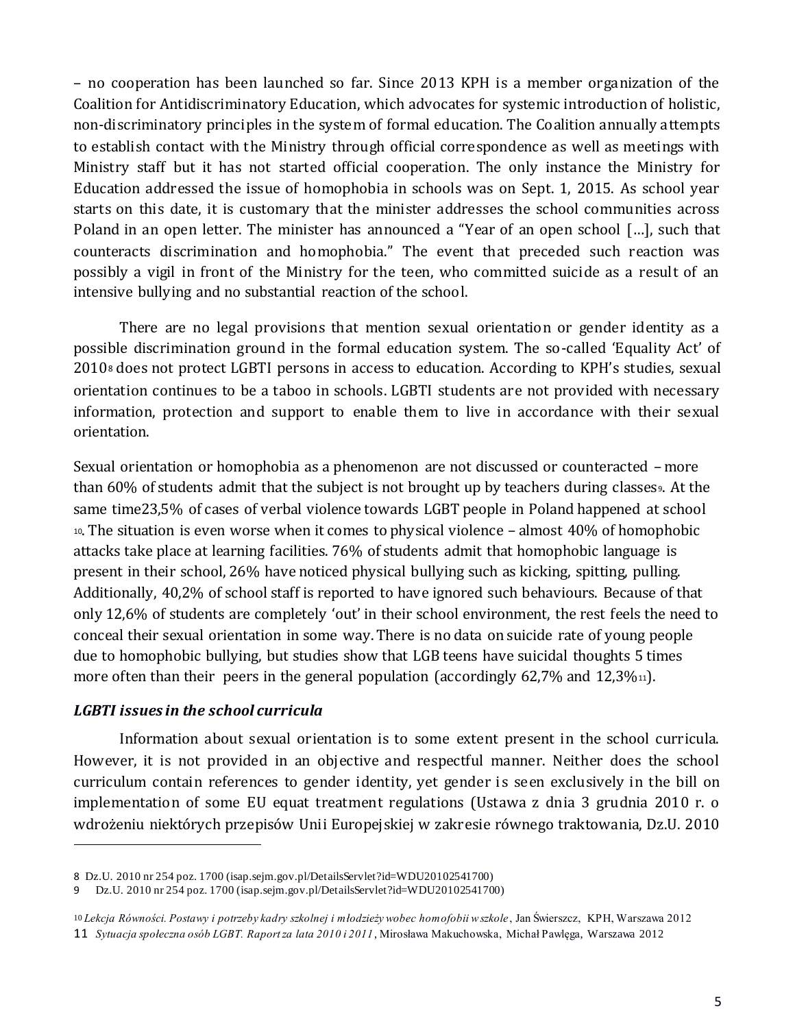– no cooperation has been launched so far. Since 2013 KPH is a member organization of the Coalition for Antidiscriminatory Education, which advocates for systemic introduction of holistic, non-discriminatory principles in the system of formal education. The Coalition annually attempts to establish contact with the Ministry through official correspondence as well as meetings with Ministry staff but it has not started official cooperation. The only instance the Ministry for Education addressed the issue of homophobia in schools was on Sept. 1, 2015. As school year starts on this date, it is customary that the minister addresses the school communities across Poland in an open letter. The minister has announced a "Year of an open school […], such that counteracts discrimination and homophobia." The event that preceded such reaction was possibly a vigil in front of the Ministry for the teen, who committed suicide as a result of an intensive bullying and no substantial reaction of the school.

There are no legal provisions that mention sexual orientation or gender identity as a possible discrimination ground in the formal education system. The so-called 'Equality Act' of 2010[8] does not protect LGBTI persons in access to education. According to KPH's studies, sexual orientation continues to be a taboo in schools. LGBTI students are not provided with necessary information, protection and support to enable them to live in accordance with their sexual orientation.

Sexual orientation or homophobia as a phenomenon are not discussed or counteracted – more than 60% of students admit that the subject is not brought up by teachers during classes[9]. At the same time23,5% of cases of verbal violence towards LGBT people in Poland happened at school [10]. The situation is even worse when it comes to physical violence – almost 40% of homophobic attacks take place at learning facilities. 76% of students admit that homophobic language is present in their school, 26% have noticed physical bullying such as kicking, spitting, pulling. Additionally, 40,2% of school staff is reported to have ignored such behaviours. Because of that only 12,6% of students are completely 'out' in their school environment, the rest feels the need to conceal their sexual orientation in some way. There is no data on suicide rate of young people due to homophobic bullying, but studies show that LGB teens have suicidal thoughts 5 times more often than their peers in the general population (accordingly 62,7% and 12,3%[11]).

### *LGBTI issues in the school curricula*

Information about sexual orientation is to some extent present in the school curricula. However, it is not provided in an objective and respectful manner. Neither does the school curriculum contain references to gender identity, yet gender is seen exclusively in the bill on implementation of some EU equat treatment regulations (Ustawa z dnia 3 grudnia 2010 r. o wdrożeniu niektórych przepisów Unii Europejskiej w zakresie równego traktowania, Dz.U. 2010

---

8 Dz.U. 2010 nr 254 poz. 1700 (isap.sejm.gov.pl/DetailsServlet?id=WDU20102541700)

9 Dz.U. 2010 nr 254 poz. 1700 (isap.sejm.gov.pl/DetailsServlet?id=WDU20102541700)

10 *Lekcja Równości. Postawy i potrzeby kadry szkolnej i młodzieży wobec homofobii w szkole*, Jan Świerszcz, KPH, Warszawa 2012

11 *Sytuacja społeczna osób LGBT. Raport za lata 2010 i 2011*, Mirosława Makuchowska, Michał Pawlęga, Warszawa 2012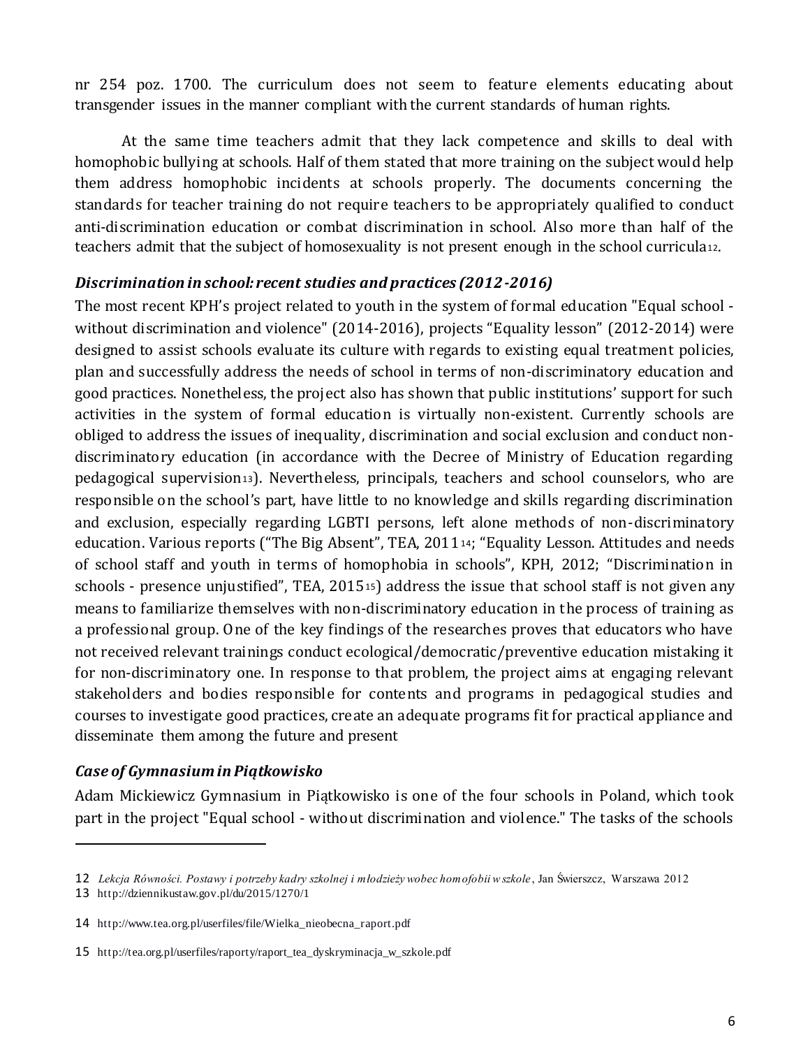nr 254 poz. 1700. The curriculum does not seem to feature elements educating about transgender issues in the manner compliant with the current standards of human rights.

At the same time teachers admit that they lack competence and skills to deal with homophobic bullying at schools. Half of them stated that more training on the subject would help them address homophobic incidents at schools properly. The documents concerning the standards for teacher training do not require teachers to be appropriately qualified to conduct anti-discrimination education or combat discrimination in school. Also more than half of the teachers admit that the subject of homosexuality is not present enough in the school curricula[12].

### *Discrimination in school: recent studies and practices (2012-2016)*

The most recent KPH's project related to youth in the system of formal education "Equal school - without discrimination and violence" (2014-2016), projects "Equality lesson" (2012-2014) were designed to assist schools evaluate its culture with regards to existing equal treatment policies, plan and successfully address the needs of school in terms of non-discriminatory education and good practices. Nonetheless, the project also has shown that public institutions' support for such activities in the system of formal education is virtually non-existent. Currently schools are obliged to address the issues of inequality, discrimination and social exclusion and conduct non-discriminatory education (in accordance with the Decree of Ministry of Education regarding pedagogical supervision[13]). Nevertheless, principals, teachers and school counselors, who are responsible on the school's part, have little to no knowledge and skills regarding discrimination and exclusion, especially regarding LGBTI persons, left alone methods of non-discriminatory education. Various reports ("The Big Absent", TEA, 2011[14]; "Equality Lesson. Attitudes and needs of school staff and youth in terms of homophobia in schools", KPH, 2012; "Discrimination in schools - presence unjustified", TEA, 2015[15]) address the issue that school staff is not given any means to familiarize themselves with non-discriminatory education in the process of training as a professional group. One of the key findings of the researches proves that educators who have not received relevant trainings conduct ecological/democratic/preventive education mistaking it for non-discriminatory one. In response to that problem, the project aims at engaging relevant stakeholders and bodies responsible for contents and programs in pedagogical studies and courses to investigate good practices, create an adequate programs fit for practical appliance and disseminate them among the future and present

### *Case of Gymnasium in Piątkowisko*

Adam Mickiewicz Gymnasium in Piątkowisko is one of the four schools in Poland, which took part in the project "Equal school - without discrimination and violence." The tasks of the schools

---

12 *Lekcja Równości. Postawy i potrzeby kadry szkolnej i młodzieży wobec homofobii w szkole*, Jan Świerszcz, Warszawa 2012

13 http://dziennikustaw.gov.pl/du/2015/1270/1

14 http://www.tea.org.pl/userfiles/file/Wielka_nieobecna_raport.pdf

15 http://tea.org.pl/userfiles/raporty/raport_tea_dyskryminacja_w_szkole.pdf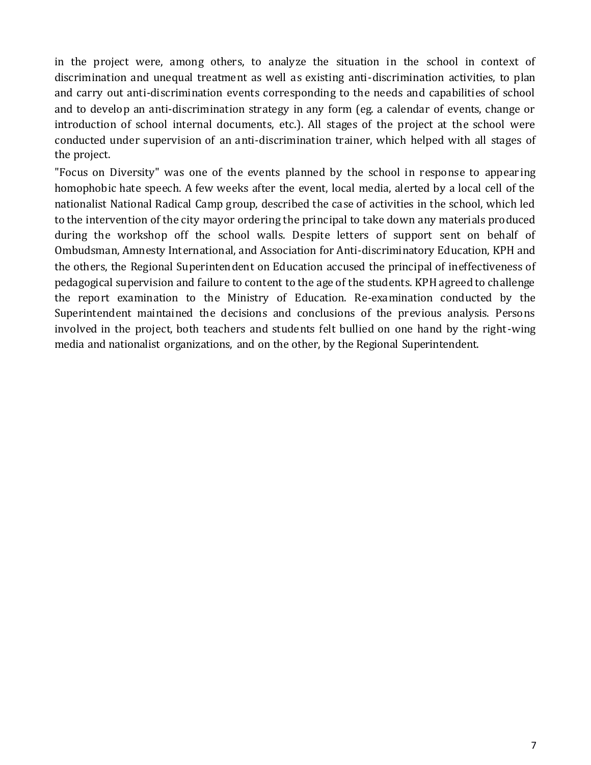in the project were, among others, to analyze the situation in the school in context of discrimination and unequal treatment as well as existing anti-discrimination activities, to plan and carry out anti-discrimination events corresponding to the needs and capabilities of school and to develop an anti-discrimination strategy in any form (eg. a calendar of events, change or introduction of school internal documents, etc.). All stages of the project at the school were conducted under supervision of an anti-discrimination trainer, which helped with all stages of the project.

"Focus on Diversity" was one of the events planned by the school in response to appearing homophobic hate speech. A few weeks after the event, local media, alerted by a local cell of the nationalist National Radical Camp group, described the case of activities in the school, which led to the intervention of the city mayor ordering the principal to take down any materials produced during the workshop off the school walls. Despite letters of support sent on behalf of Ombudsman, Amnesty International, and Association for Anti-discriminatory Education, KPH and the others, the Regional Superintendent on Education accused the principal of ineffectiveness of pedagogical supervision and failure to content to the age of the students. KPH agreed to challenge the report examination to the Ministry of Education. Re-examination conducted by the Superintendent maintained the decisions and conclusions of the previous analysis. Persons involved in the project, both teachers and students felt bullied on one hand by the right-wing media and nationalist organizations, and on the other, by the Regional Superintendent.